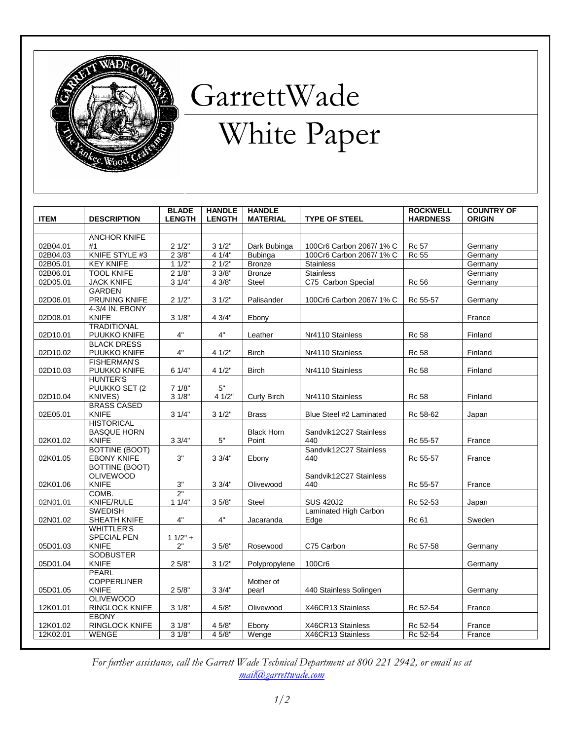# GarrettWade

# White Paper

| ITEM | DESCRIPTION | BLADE LENGTH | HANDLE LENGTH | HANDLE MATERIAL | TYPE OF STEEL | ROCKWELL HARDNESS | COUNTRY OF ORIGIN |
|---|---|---|---|---|---|---|---|
| 02B04.01 | ANCHOR KNIFE #1 | 2 1/2" | 3 1/2" | Dark Bubinga | 100Cr6 Carbon 2067/ 1% C | Rc 57 | Germany |
| 02B04.03 | KNIFE STYLE #3 | 2 3/8" | 4 1/4" | Bubinga | 100Cr6 Carbon 2067/ 1% C | Rc 55 | Germany |
| 02B05.01 | KEY KNIFE | 1 1/2" | 2 1/2" | Bronze | Stainless | | Germany |
| 02B06.01 | TOOL KNIFE | 2 1/8" | 3 3/8" | Bronze | Stainless | | Germany |
| 02D05.01 | JACK KNIFE | 3 1/4" | 4 3/8" | Steel | C75 Carbon Special | Rc 56 | Germany |
| 02D06.01 | GARDEN PRUNING KNIFE | 2 1/2" | 3 1/2" | Palisander | 100Cr6 Carbon 2067/ 1% C | Rc 55-57 | Germany |
| 02D08.01 | 4-3/4 IN. EBONY KNIFE | 3 1/8" | 4 3/4" | Ebony | | | France |
| 02D10.01 | TRADITIONAL PUUKKO KNIFE | 4" | 4" | Leather | Nr4110 Stainless | Rc 58 | Finland |
| 02D10.02 | BLACK DRESS PUUKKO KNIFE | 4" | 4 1/2" | Birch | Nr4110 Stainless | Rc 58 | Finland |
| 02D10.03 | FISHERMAN'S PUUKKO KNIFE | 6 1/4" | 4 1/2" | Birch | Nr4110 Stainless | Rc 58 | Finland |
| 02D10.04 | HUNTER'S PUUKKO SET (2 KNIVES) | 7 1/8" 3 1/8" | 5" 4 1/2" | Curly Birch | Nr4110 Stainless | Rc 58 | Finland |
| 02E05.01 | BRASS CASED KNIFE | 3 1/4" | 3 1/2" | Brass | Blue Steel #2 Laminated | Rc 58-62 | Japan |
| 02K01.02 | HISTORICAL BASQUE HORN KNIFE | 3 3/4" | 5" | Black Horn Point | Sandvik12C27 Stainless 440 | Rc 55-57 | France |
| 02K01.05 | BOTTINE (BOOT) EBONY KNIFE | 3" | 3 3/4" | Ebony | Sandvik12C27 Stainless 440 | Rc 55-57 | France |
| 02K01.06 | BOTTINE (BOOT) OLIVEWOOD KNIFE | 3" | 3 3/4" | Olivewood | Sandvik12C27 Stainless 440 | Rc 55-57 | France |
| 02N01.01 | COMB. KNIFE/RULE | 2" 1 1/4" | 3 5/8" | Steel | SUS 420J2 | Rc 52-53 | Japan |
| 02N01.02 | SWEDISH SHEATH KNIFE | 4" | 4" | Jacaranda | Laminated High Carbon Edge | Rc 61 | Sweden |
| 05D01.03 | WHITTLER'S SPECIAL PEN KNIFE | 1 1/2" + 2" | 3 5/8" | Rosewood | C75 Carbon | Rc 57-58 | Germany |
| 05D01.04 | SODBUSTER KNIFE | 2 5/8" | 3 1/2" | Polypropylene | 100Cr6 | | Germany |
| 05D01.05 | PEARL COPPERLINER KNIFE | 2 5/8" | 3 3/4" | Mother of pearl | 440 Stainless Solingen | | Germany |
| 12K01.01 | OLIVEWOOD RINGLOCK KNIFE | 3 1/8" | 4 5/8" | Olivewood | X46CR13 Stainless | Rc 52-54 | France |
| 12K01.02 | EBONY RINGLOCK KNIFE | 3 1/8" | 4 5/8" | Ebony | X46CR13 Stainless | Rc 52-54 | France |
| 12K02.01 | WENGE | 3 1/8" | 4 5/8" | Wenge | X46CR13 Stainless | Rc 52-54 | France |

*For further assistance, call the Garrett Wade Technical Department at 800 221 2942, or email us at [mail@garrettwade.com](mailto:mail@garrettwade.com)*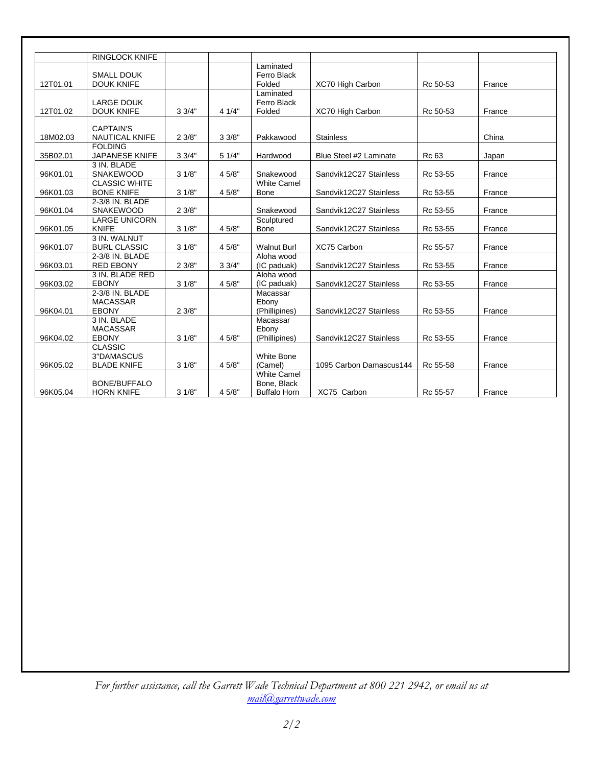| | | | | | | | |
|---|---|---|---|---|---|---|---|
| | RINGLOCK KNIFE | | | | | | |
| 12T01.01 | SMALL DOUK DOUK KNIFE | | | Laminated Ferro Black Folded | XC70 High Carbon | Rc 50-53 | France |
| 12T01.02 | LARGE DOUK DOUK KNIFE | 3 3/4" | 4 1/4" | Laminated Ferro Black Folded | XC70 High Carbon | Rc 50-53 | France |
| 18M02.03 | CAPTAIN'S NAUTICAL KNIFE | 2 3/8" | 3 3/8" | Pakkawood | Stainless | | China |
| 35B02.01 | FOLDING JAPANESE KNIFE | 3 3/4" | 5 1/4" | Hardwood | Blue Steel #2 Laminate | Rc 63 | Japan |
| 96K01.01 | 3 IN. BLADE SNAKEWOOD | 3 1/8" | 4 5/8" | Snakewood | Sandvik12C27 Stainless | Rc 53-55 | France |
| 96K01.03 | CLASSIC WHITE BONE KNIFE | 3 1/8" | 4 5/8" | White Camel Bone | Sandvik12C27 Stainless | Rc 53-55 | France |
| 96K01.04 | 2-3/8 IN. BLADE SNAKEWOOD | 2 3/8" | | Snakewood | Sandvik12C27 Stainless | Rc 53-55 | France |
| 96K01.05 | LARGE UNICORN KNIFE | 3 1/8" | 4 5/8" | Sculptured Bone | Sandvik12C27 Stainless | Rc 53-55 | France |
| 96K01.07 | 3 IN. WALNUT BURL CLASSIC | 3 1/8" | 4 5/8" | Walnut Burl | XC75 Carbon | Rc 55-57 | France |
| 96K03.01 | 2-3/8 IN. BLADE RED EBONY | 2 3/8" | 3 3/4" | Aloha wood (IC paduak) | Sandvik12C27 Stainless | Rc 53-55 | France |
| 96K03.02 | 3 IN. BLADE RED EBONY | 3 1/8" | 4 5/8" | Aloha wood (IC paduak) | Sandvik12C27 Stainless | Rc 53-55 | France |
| 96K04.01 | 2-3/8 IN. BLADE MACASSAR EBONY | 2 3/8" | | Macassar Ebony (Phillipines) | Sandvik12C27 Stainless | Rc 53-55 | France |
| 96K04.02 | 3 IN. BLADE MACASSAR EBONY | 3 1/8" | 4 5/8" | Macassar Ebony (Phillipines) | Sandvik12C27 Stainless | Rc 53-55 | France |
| 96K05.02 | CLASSIC 3"DAMASCUS BLADE KNIFE | 3 1/8" | 4 5/8" | White Bone (Camel) | 1095 Carbon Damascus144 | Rc 55-58 | France |
| 96K05.04 | BONE/BUFFALO HORN KNIFE | 3 1/8" | 4 5/8" | White Camel Bone, Black Buffalo Horn | XC75 Carbon | Rc 55-57 | France |

*For further assistance, call the Garrett Wade Technical Department at 800 221 2942, or email us at [mail@garrettwade.com](mailto:mail@garrettwade.com)*